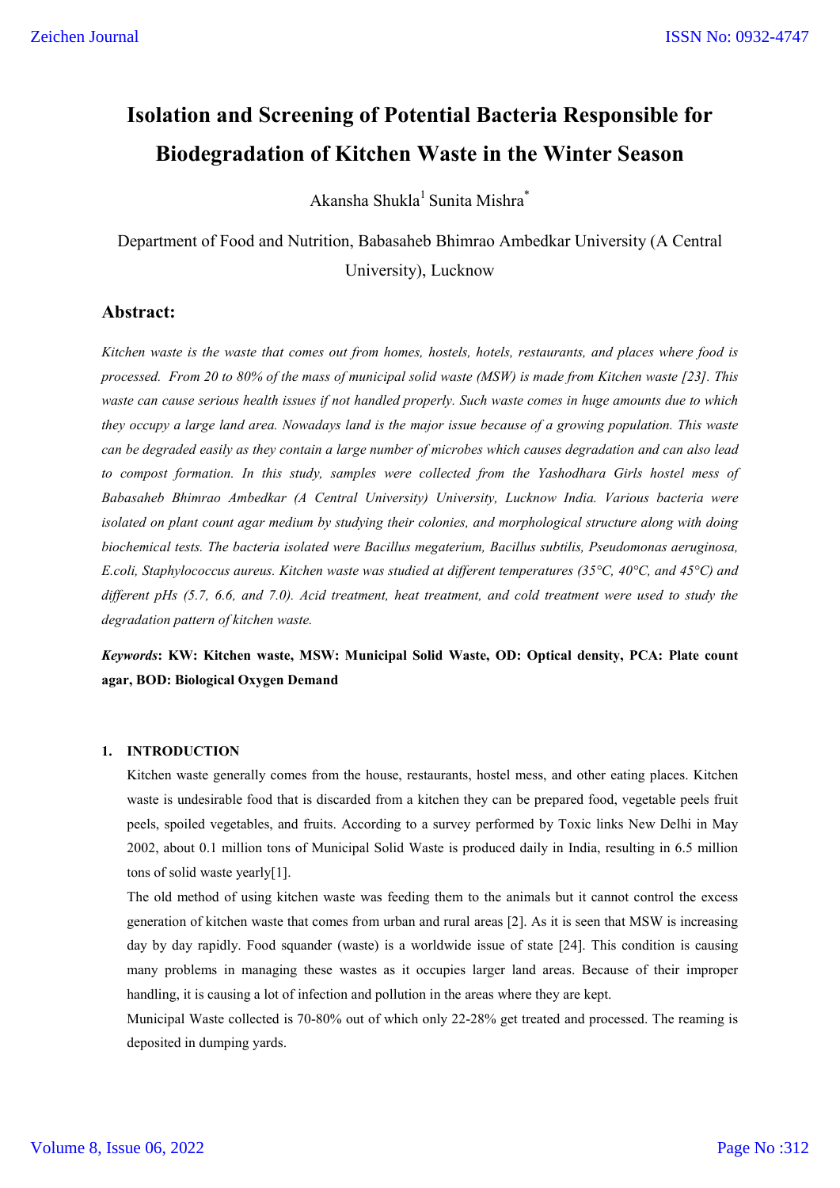# Isolation and Screening of Potential Bacteria Responsible for Biodegradation of Kitchen Waste in the Winter Season

Akansha Shukla[1] Sunita Mishra[*]

Department of Food and Nutrition, Babasaheb Bhimrao Ambedkar University (A Central University), Lucknow

## Abstract:

*Kitchen waste is the waste that comes out from homes, hostels, hotels, restaurants, and places where food is processed. From 20 to 80% of the mass of municipal solid waste (MSW) is made from Kitchen waste [23]. This waste can cause serious health issues if not handled properly. Such waste comes in huge amounts due to which they occupy a large land area. Nowadays land is the major issue because of a growing population. This waste can be degraded easily as they contain a large number of microbes which causes degradation and can also lead to compost formation. In this study, samples were collected from the Yashodhara Girls hostel mess of Babasaheb Bhimrao Ambedkar (A Central University) University, Lucknow India. Various bacteria were isolated on plant count agar medium by studying their colonies, and morphological structure along with doing biochemical tests. The bacteria isolated were Bacillus megaterium, Bacillus subtilis, Pseudomonas aeruginosa, E.coli, Staphylococcus aureus. Kitchen waste was studied at different temperatures (35°C, 40°C, and 45°C) and different pHs (5.7, 6.6, and 7.0). Acid treatment, heat treatment, and cold treatment were used to study the degradation pattern of kitchen waste.*

***Keywords*: KW: Kitchen waste, MSW: Municipal Solid Waste, OD: Optical density, PCA: Plate count agar, BOD: Biological Oxygen Demand**

## 1. INTRODUCTION

Kitchen waste generally comes from the house, restaurants, hostel mess, and other eating places. Kitchen waste is undesirable food that is discarded from a kitchen they can be prepared food, vegetable peels fruit peels, spoiled vegetables, and fruits. According to a survey performed by Toxic links New Delhi in May 2002, about 0.1 million tons of Municipal Solid Waste is produced daily in India, resulting in 6.5 million tons of solid waste yearly[1].

The old method of using kitchen waste was feeding them to the animals but it cannot control the excess generation of kitchen waste that comes from urban and rural areas [2]. As it is seen that MSW is increasing day by day rapidly. Food squander (waste) is a worldwide issue of state [24]. This condition is causing many problems in managing these wastes as it occupies larger land areas. Because of their improper handling, it is causing a lot of infection and pollution in the areas where they are kept.

Municipal Waste collected is 70-80% out of which only 22-28% get treated and processed. The reaming is deposited in dumping yards.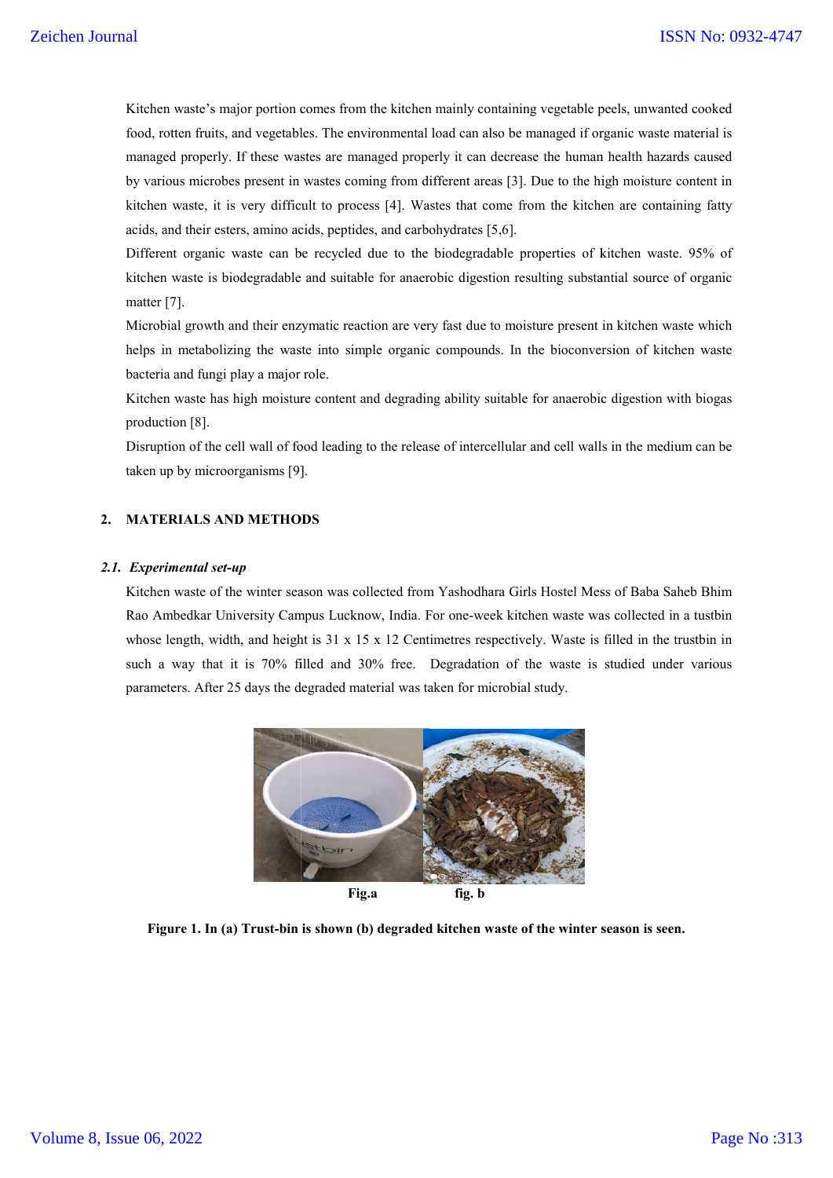Kitchen waste's major portion comes from the kitchen mainly containing vegetable peels, unwanted cooked food, rotten fruits, and vegetables. The environmental load can also be managed if organic waste material is managed properly. If these wastes are managed properly it can decrease the human health hazards caused by various microbes present in wastes coming from different areas [3]. Due to the high moisture content in kitchen waste, it is very difficult to process [4]. Wastes that come from the kitchen are containing fatty acids, and their esters, amino acids, peptides, and carbohydrates [5,6].

Different organic waste can be recycled due to the biodegradable properties of kitchen waste. 95% of kitchen waste is biodegradable and suitable for anaerobic digestion resulting substantial source of organic matter [7].

Microbial growth and their enzymatic reaction are very fast due to moisture present in kitchen waste which helps in metabolizing the waste into simple organic compounds. In the bioconversion of kitchen waste bacteria and fungi play a major role.

Kitchen waste has high moisture content and degrading ability suitable for anaerobic digestion with biogas production [8].

Disruption of the cell wall of food leading to the release of intercellular and cell walls in the medium can be taken up by microorganisms [9].

## 2. MATERIALS AND METHODS

### *2.1. Experimental set-up*

Kitchen waste of the winter season was collected from Yashodhara Girls Hostel Mess of Baba Saheb Bhim Rao Ambedkar University Campus Lucknow, India. For one-week kitchen waste was collected in a tustbin whose length, width, and height is 31 x 15 x 12 Centimetres respectively. Waste is filled in the trustbin in such a way that it is 70% filled and 30% free. Degradation of the waste is studied under various parameters. After 25 days the degraded material was taken for microbial study.

**Fig.a** **fig. b**

**Figure 1. In (a) Trust-bin is shown (b) degraded kitchen waste of the winter season is seen.**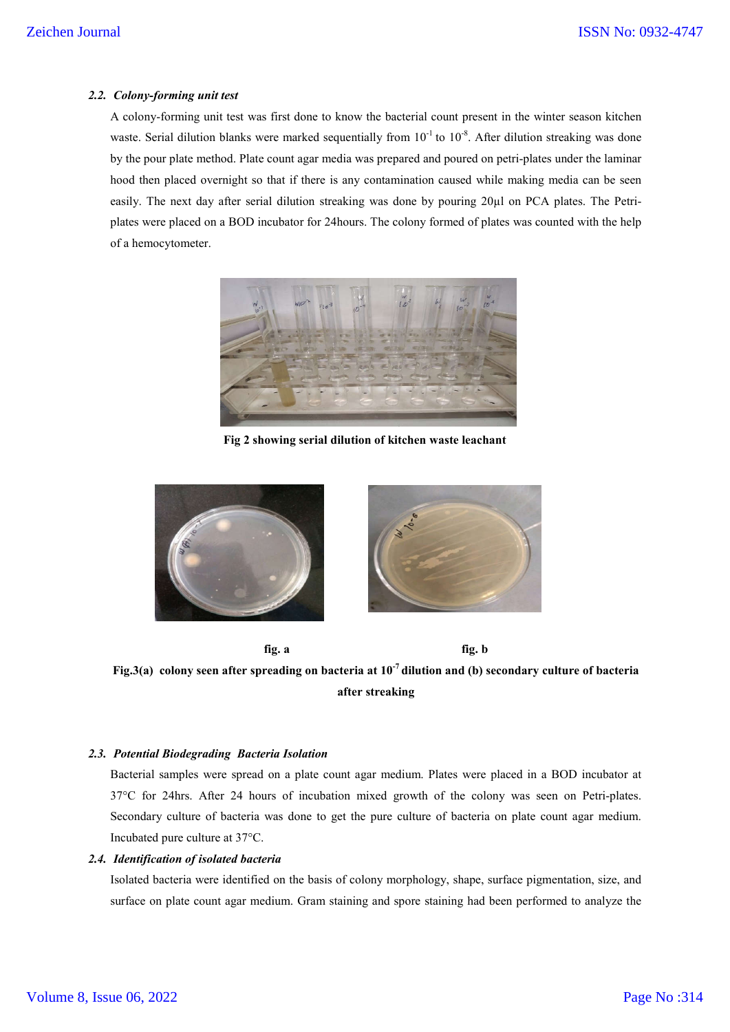### 2.2. *Colony-forming unit test*

A colony-forming unit test was first done to know the bacterial count present in the winter season kitchen waste. Serial dilution blanks were marked sequentially from $10^{-1}$ to $10^{-8}$. After dilution streaking was done by the pour plate method. Plate count agar media was prepared and poured on petri-plates under the laminar hood then placed overnight so that if there is any contamination caused while making media can be seen easily. The next day after serial dilution streaking was done by pouring 20µl on PCA plates. The Petri-plates were placed on a BOD incubator for 24hours. The colony formed of plates was counted with the help of a hemocytometer.

**Fig 2 showing serial dilution of kitchen waste leachant**

**fig. a** **fig. b**

**Fig.3(a) colony seen after spreading on bacteria at $10^{-7}$ dilution and (b) secondary culture of bacteria after streaking**

### 2.3. *Potential Biodegrading Bacteria Isolation*

Bacterial samples were spread on a plate count agar medium. Plates were placed in a BOD incubator at 37°C for 24hrs. After 24 hours of incubation mixed growth of the colony was seen on Petri-plates. Secondary culture of bacteria was done to get the pure culture of bacteria on plate count agar medium. Incubated pure culture at 37°C.

### 2.4. *Identification of isolated bacteria*

Isolated bacteria were identified on the basis of colony morphology, shape, surface pigmentation, size, and surface on plate count agar medium. Gram staining and spore staining had been performed to analyze the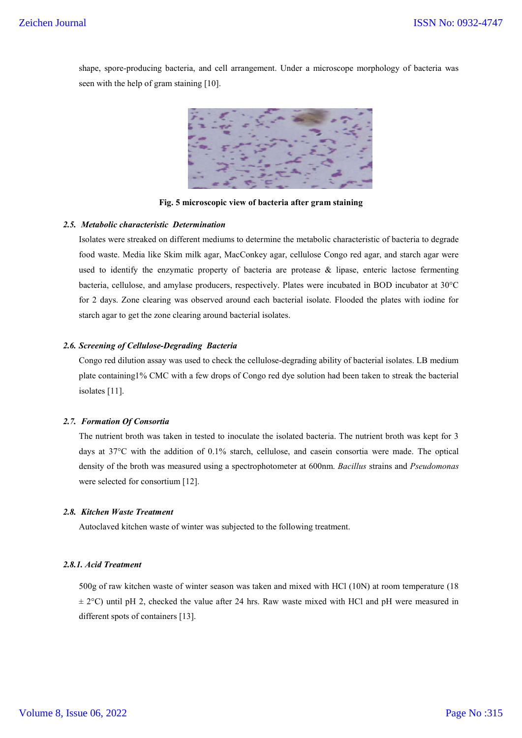shape, spore-producing bacteria, and cell arrangement. Under a microscope morphology of bacteria was seen with the help of gram staining [10].

**Fig. 5 microscopic view of bacteria after gram staining**

### *2.5. Metabolic characteristic Determination*

Isolates were streaked on different mediums to determine the metabolic characteristic of bacteria to degrade food waste. Media like Skim milk agar, MacConkey agar, cellulose Congo red agar, and starch agar were used to identify the enzymatic property of bacteria are protease & lipase, enteric lactose fermenting bacteria, cellulose, and amylase producers, respectively. Plates were incubated in BOD incubator at 30°C for 2 days. Zone clearing was observed around each bacterial isolate. Flooded the plates with iodine for starch agar to get the zone clearing around bacterial isolates.

### *2.6. Screening of Cellulose-Degrading Bacteria*

Congo red dilution assay was used to check the cellulose-degrading ability of bacterial isolates. LB medium plate containing1% CMC with a few drops of Congo red dye solution had been taken to streak the bacterial isolates [11].

### *2.7. Formation Of Consortia*

The nutrient broth was taken in tested to inoculate the isolated bacteria. The nutrient broth was kept for 3 days at 37°C with the addition of 0.1% starch, cellulose, and casein consortia were made. The optical density of the broth was measured using a spectrophotometer at 600nm. *Bacillus* strains and *Pseudomonas* were selected for consortium [12].

### *2.8. Kitchen Waste Treatment*

Autoclaved kitchen waste of winter was subjected to the following treatment.

#### *2.8.1. Acid Treatment*

500g of raw kitchen waste of winter season was taken and mixed with HCl (10N) at room temperature (18 ± 2°C) until pH 2, checked the value after 24 hrs. Raw waste mixed with HCl and pH were measured in different spots of containers [13].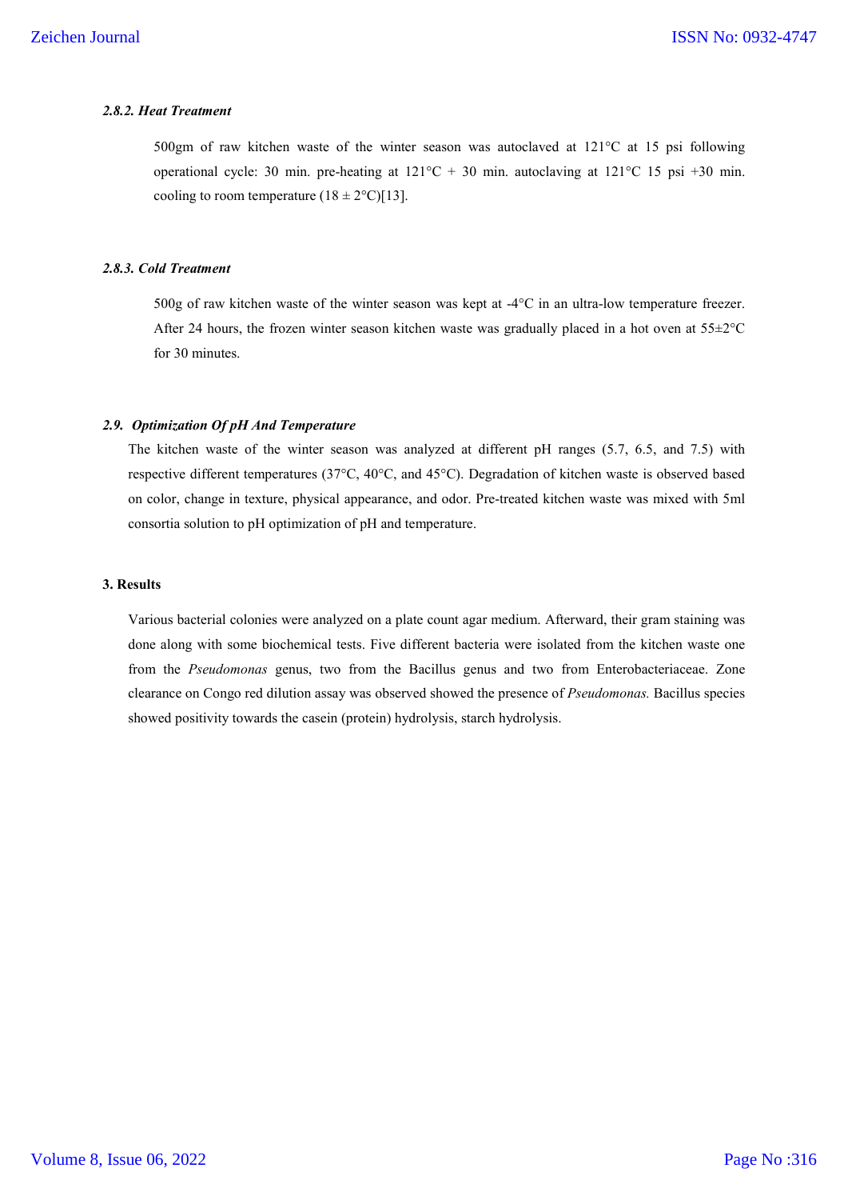#### *2.8.2. Heat Treatment*

500gm of raw kitchen waste of the winter season was autoclaved at 121°C at 15 psi following operational cycle: 30 min. pre-heating at 121°C + 30 min. autoclaving at 121°C 15 psi +30 min. cooling to room temperature (18 ± 2°C)[13].

#### *2.8.3. Cold Treatment*

500g of raw kitchen waste of the winter season was kept at -4°C in an ultra-low temperature freezer. After 24 hours, the frozen winter season kitchen waste was gradually placed in a hot oven at 55±2°C for 30 minutes.

### *2.9. Optimization Of pH And Temperature*

The kitchen waste of the winter season was analyzed at different pH ranges (5.7, 6.5, and 7.5) with respective different temperatures (37°C, 40°C, and 45°C). Degradation of kitchen waste is observed based on color, change in texture, physical appearance, and odor. Pre-treated kitchen waste was mixed with 5ml consortia solution to pH optimization of pH and temperature.

## 3. Results

Various bacterial colonies were analyzed on a plate count agar medium. Afterward, their gram staining was done along with some biochemical tests. Five different bacteria were isolated from the kitchen waste one from the *Pseudomonas* genus, two from the Bacillus genus and two from Enterobacteriaceae. Zone clearance on Congo red dilution assay was observed showed the presence of *Pseudomonas.* Bacillus species showed positivity towards the casein (protein) hydrolysis, starch hydrolysis.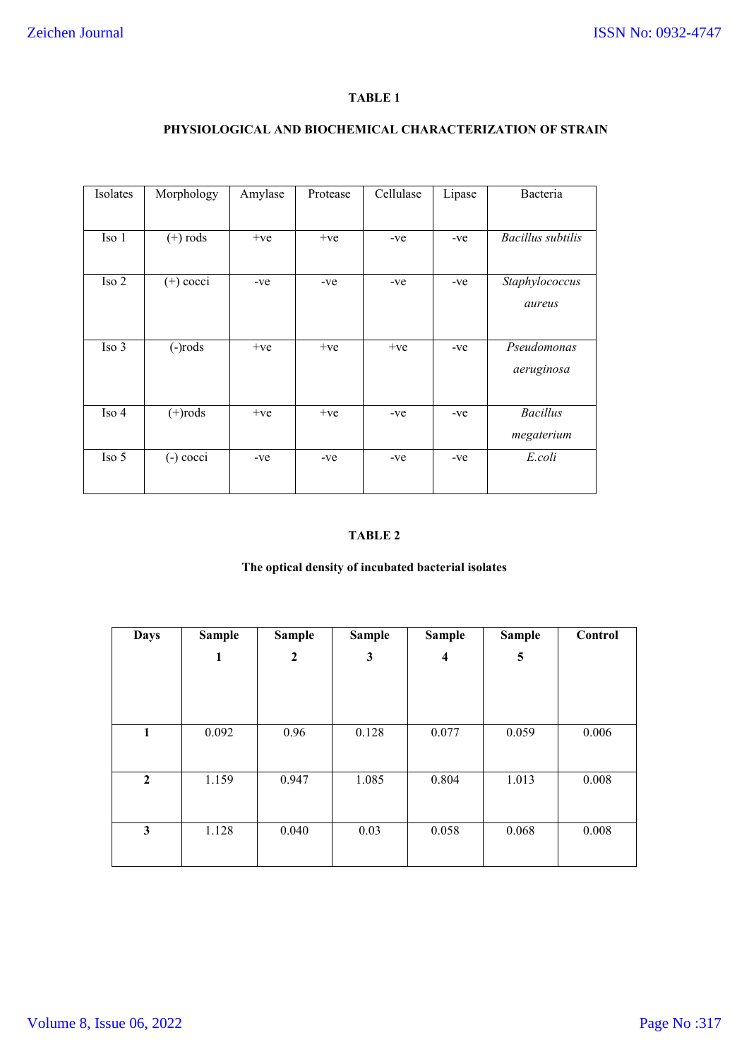**TABLE 1**

**PHYSIOLOGICAL AND BIOCHEMICAL CHARACTERIZATION OF STRAIN**

| Isolates | Morphology | Amylase | Protease | Cellulase | Lipase | Bacteria |
|---|---|---|---|---|---|---|
| Iso 1 | (+) rods | +ve | +ve | -ve | -ve | *Bacillus subtilis* |
| Iso 2 | (+) cocci | -ve | -ve | -ve | -ve | *Staphylococcus aureus* |
| Iso 3 | (-)rods | +ve | +ve | +ve | -ve | *Pseudomonas aeruginosa* |
| Iso 4 | (+)rods | +ve | +ve | -ve | -ve | *Bacillus megaterium* |
| Iso 5 | (-) cocci | -ve | -ve | -ve | -ve | *E.coli* |

**TABLE 2**

**The optical density of incubated bacterial isolates**

| Days | Sample 1 | Sample 2 | Sample 3 | Sample 4 | Sample 5 | Control |
|---|---|---|---|---|---|---|
| **1** | 0.092 | 0.96 | 0.128 | 0.077 | 0.059 | 0.006 |
| **2** | 1.159 | 0.947 | 1.085 | 0.804 | 1.013 | 0.008 |
| **3** | 1.128 | 0.040 | 0.03 | 0.058 | 0.068 | 0.008 |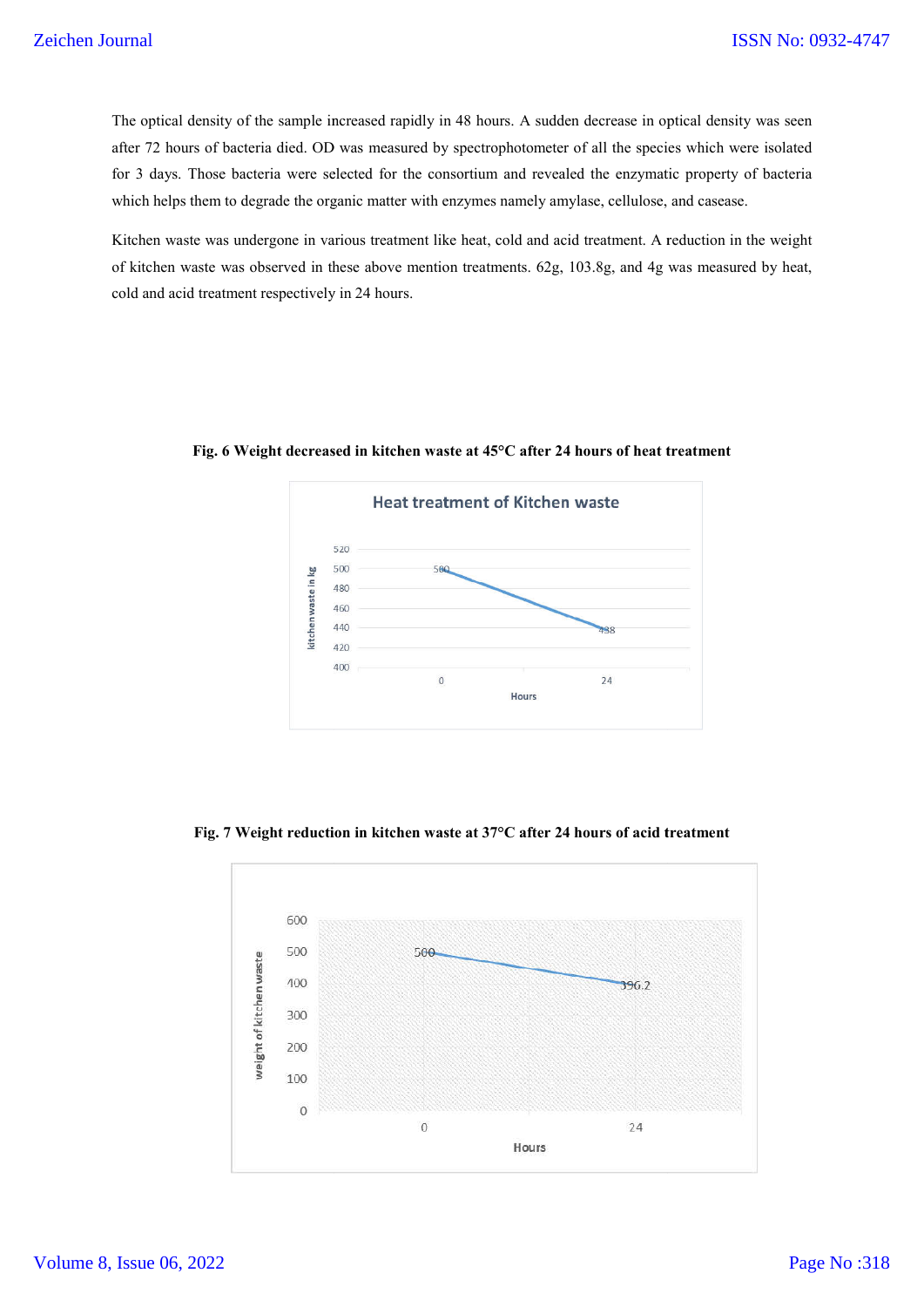The optical density of the sample increased rapidly in 48 hours. A sudden decrease in optical density was seen after 72 hours of bacteria died. OD was measured by spectrophotometer of all the species which were isolated for 3 days. Those bacteria were selected for the consortium and revealed the enzymatic property of bacteria which helps them to degrade the organic matter with enzymes namely amylase, cellulose, and casease.

Kitchen waste was undergone in various treatment like heat, cold and acid treatment. A reduction in the weight of kitchen waste was observed in these above mention treatments. 62g, 103.8g, and 4g was measured by heat, cold and acid treatment respectively in 24 hours.

**Fig. 6 Weight decreased in kitchen waste at 45°C after 24 hours of heat treatment**

**Fig. 7 Weight reduction in kitchen waste at 37°C after 24 hours of acid treatment**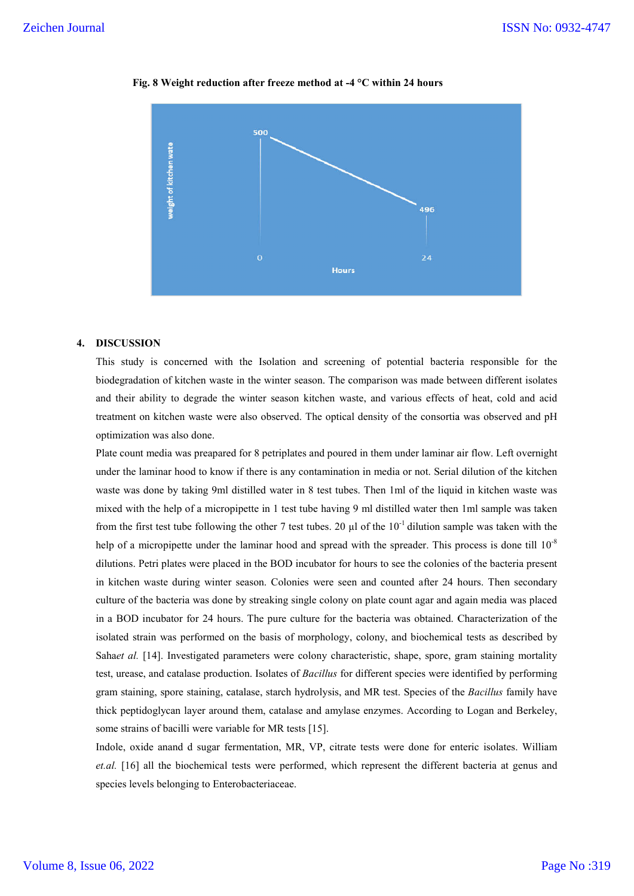**Fig. 8 Weight reduction after freeze method at -4 °C within 24 hours**

## 4. DISCUSSION

This study is concerned with the Isolation and screening of potential bacteria responsible for the biodegradation of kitchen waste in the winter season. The comparison was made between different isolates and their ability to degrade the winter season kitchen waste, and various effects of heat, cold and acid treatment on kitchen waste were also observed. The optical density of the consortia was observed and pH optimization was also done.

Plate count media was preapared for 8 petriplates and poured in them under laminar air flow. Left overnight under the laminar hood to know if there is any contamination in media or not. Serial dilution of the kitchen waste was done by taking 9ml distilled water in 8 test tubes. Then 1ml of the liquid in kitchen waste was mixed with the help of a micropipette in 1 test tube having 9 ml distilled water then 1ml sample was taken from the first test tube following the other 7 test tubes. 20 µl of the $10^{-1}$ dilution sample was taken with the help of a micropipette under the laminar hood and spread with the spreader. This process is done till $10^{-8}$ dilutions. Petri plates were placed in the BOD incubator for hours to see the colonies of the bacteria present in kitchen waste during winter season. Colonies were seen and counted after 24 hours. Then secondary culture of the bacteria was done by streaking single colony on plate count agar and again media was placed in a BOD incubator for 24 hours. The pure culture for the bacteria was obtained. Characterization of the isolated strain was performed on the basis of morphology, colony, and biochemical tests as described by Saha*et al.* [14]. Investigated parameters were colony characteristic, shape, spore, gram staining mortality test, urease, and catalase production. Isolates of *Bacillus* for different species were identified by performing gram staining, spore staining, catalase, starch hydrolysis, and MR test. Species of the *Bacillus* family have thick peptidoglycan layer around them, catalase and amylase enzymes. According to Logan and Berkeley, some strains of bacilli were variable for MR tests [15].

Indole, oxide anand d sugar fermentation, MR, VP, citrate tests were done for enteric isolates. William *et.al.* [16] all the biochemical tests were performed, which represent the different bacteria at genus and species levels belonging to Enterobacteriaceae.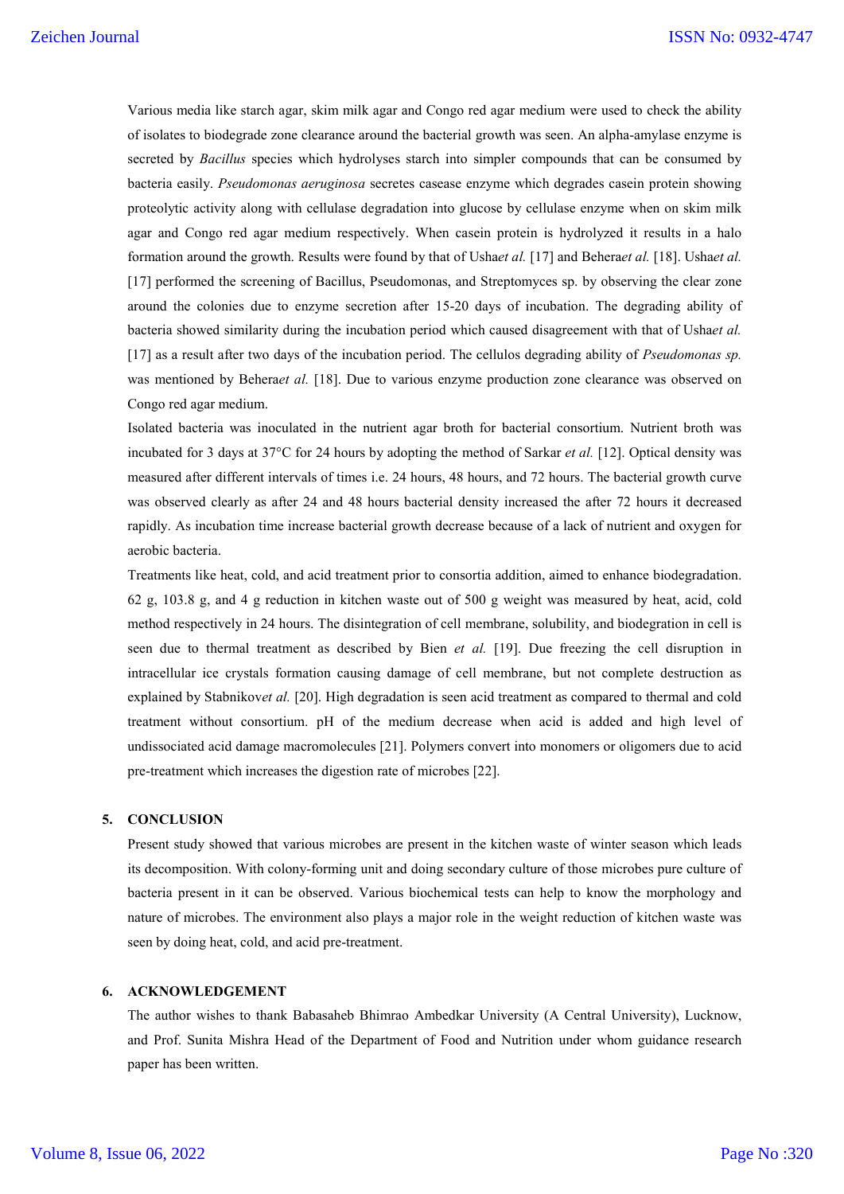Various media like starch agar, skim milk agar and Congo red agar medium were used to check the ability of isolates to biodegrade zone clearance around the bacterial growth was seen. An alpha-amylase enzyme is secreted by *Bacillus* species which hydrolyses starch into simpler compounds that can be consumed by bacteria easily. *Pseudomonas aeruginosa* secretes casease enzyme which degrades casein protein showing proteolytic activity along with cellulase degradation into glucose by cellulase enzyme when on skim milk agar and Congo red agar medium respectively. When casein protein is hydrolyzed it results in a halo formation around the growth. Results were found by that of Usha*et al.* [17] and Behera*et al.* [18]. Usha*et al.* [17] performed the screening of Bacillus, Pseudomonas, and Streptomyces sp. by observing the clear zone around the colonies due to enzyme secretion after 15-20 days of incubation. The degrading ability of bacteria showed similarity during the incubation period which caused disagreement with that of Usha*et al.* [17] as a result after two days of the incubation period. The cellulos degrading ability of *Pseudomonas sp.* was mentioned by Behera*et al.* [18]. Due to various enzyme production zone clearance was observed on Congo red agar medium.

Isolated bacteria was inoculated in the nutrient agar broth for bacterial consortium. Nutrient broth was incubated for 3 days at 37°C for 24 hours by adopting the method of Sarkar *et al.* [12]. Optical density was measured after different intervals of times i.e. 24 hours, 48 hours, and 72 hours. The bacterial growth curve was observed clearly as after 24 and 48 hours bacterial density increased the after 72 hours it decreased rapidly. As incubation time increase bacterial growth decrease because of a lack of nutrient and oxygen for aerobic bacteria.

Treatments like heat, cold, and acid treatment prior to consortia addition, aimed to enhance biodegradation. 62 g, 103.8 g, and 4 g reduction in kitchen waste out of 500 g weight was measured by heat, acid, cold method respectively in 24 hours. The disintegration of cell membrane, solubility, and biodegration in cell is seen due to thermal treatment as described by Bien *et al.* [19]. Due freezing the cell disruption in intracellular ice crystals formation causing damage of cell membrane, but not complete destruction as explained by Stabnikov*et al.* [20]. High degradation is seen acid treatment as compared to thermal and cold treatment without consortium. pH of the medium decrease when acid is added and high level of undissociated acid damage macromolecules [21]. Polymers convert into monomers or oligomers due to acid pre-treatment which increases the digestion rate of microbes [22].

## 5. CONCLUSION

Present study showed that various microbes are present in the kitchen waste of winter season which leads its decomposition. With colony-forming unit and doing secondary culture of those microbes pure culture of bacteria present in it can be observed. Various biochemical tests can help to know the morphology and nature of microbes. The environment also plays a major role in the weight reduction of kitchen waste was seen by doing heat, cold, and acid pre-treatment.

## 6. ACKNOWLEDGEMENT

The author wishes to thank Babasaheb Bhimrao Ambedkar University (A Central University), Lucknow, and Prof. Sunita Mishra Head of the Department of Food and Nutrition under whom guidance research paper has been written.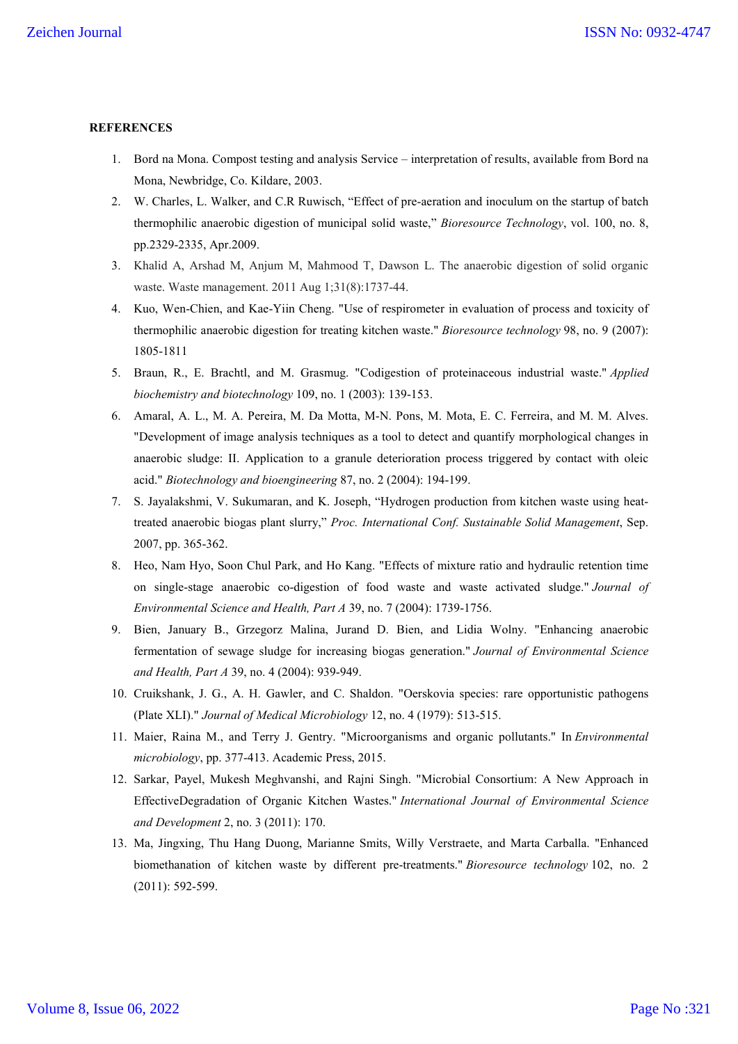**REFERENCES**

1. Bord na Mona. Compost testing and analysis Service – interpretation of results, available from Bord na Mona, Newbridge, Co. Kildare, 2003.
2. W. Charles, L. Walker, and C.R Ruwisch, "Effect of pre-aeration and inoculum on the startup of batch thermophilic anaerobic digestion of municipal solid waste," *Bioresource Technology*, vol. 100, no. 8, pp.2329-2335, Apr.2009.
3. Khalid A, Arshad M, Anjum M, Mahmood T, Dawson L. The anaerobic digestion of solid organic waste. Waste management. 2011 Aug 1;31(8):1737-44.
4. Kuo, Wen-Chien, and Kae-Yiin Cheng. "Use of respirometer in evaluation of process and toxicity of thermophilic anaerobic digestion for treating kitchen waste." *Bioresource technology* 98, no. 9 (2007): 1805-1811
5. Braun, R., E. Brachtl, and M. Grasmug. "Codigestion of proteinaceous industrial waste." *Applied biochemistry and biotechnology* 109, no. 1 (2003): 139-153.
6. Amaral, A. L., M. A. Pereira, M. Da Motta, M-N. Pons, M. Mota, E. C. Ferreira, and M. M. Alves. "Development of image analysis techniques as a tool to detect and quantify morphological changes in anaerobic sludge: II. Application to a granule deterioration process triggered by contact with oleic acid." *Biotechnology and bioengineering* 87, no. 2 (2004): 194-199.
7. S. Jayalakshmi, V. Sukumaran, and K. Joseph, "Hydrogen production from kitchen waste using heat-treated anaerobic biogas plant slurry," *Proc. International Conf. Sustainable Solid Management*, Sep. 2007, pp. 365-362.
8. Heo, Nam Hyo, Soon Chul Park, and Ho Kang. "Effects of mixture ratio and hydraulic retention time on single-stage anaerobic co-digestion of food waste and waste activated sludge." *Journal of Environmental Science and Health, Part A* 39, no. 7 (2004): 1739-1756.
9. Bien, January B., Grzegorz Malina, Jurand D. Bien, and Lidia Wolny. "Enhancing anaerobic fermentation of sewage sludge for increasing biogas generation." *Journal of Environmental Science and Health, Part A* 39, no. 4 (2004): 939-949.
10. Cruikshank, J. G., A. H. Gawler, and C. Shaldon. "Oerskovia species: rare opportunistic pathogens (Plate XLI)." *Journal of Medical Microbiology* 12, no. 4 (1979): 513-515.
11. Maier, Raina M., and Terry J. Gentry. "Microorganisms and organic pollutants." In *Environmental microbiology*, pp. 377-413. Academic Press, 2015.
12. Sarkar, Payel, Mukesh Meghvanshi, and Rajni Singh. "Microbial Consortium: A New Approach in EffectiveDegradation of Organic Kitchen Wastes." *International Journal of Environmental Science and Development* 2, no. 3 (2011): 170.
13. Ma, Jingxing, Thu Hang Duong, Marianne Smits, Willy Verstraete, and Marta Carballa. "Enhanced biomethanation of kitchen waste by different pre-treatments." *Bioresource technology* 102, no. 2 (2011): 592-599.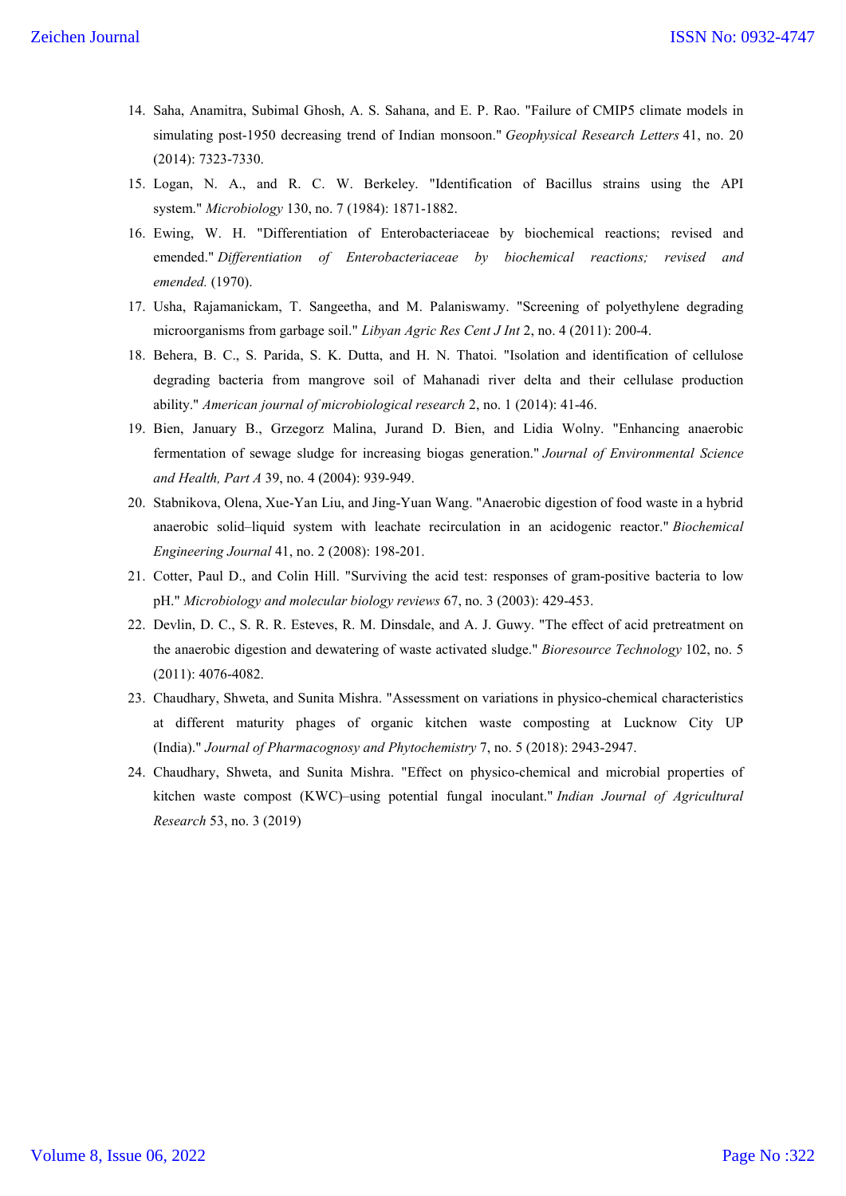14. Saha, Anamitra, Subimal Ghosh, A. S. Sahana, and E. P. Rao. "Failure of CMIP5 climate models in simulating post-1950 decreasing trend of Indian monsoon." *Geophysical Research Letters* 41, no. 20 (2014): 7323-7330.
15. Logan, N. A., and R. C. W. Berkeley. "Identification of Bacillus strains using the API system." *Microbiology* 130, no. 7 (1984): 1871-1882.
16. Ewing, W. H. "Differentiation of Enterobacteriaceae by biochemical reactions; revised and emended." *Differentiation of Enterobacteriaceae by biochemical reactions; revised and emended.* (1970).
17. Usha, Rajamanickam, T. Sangeetha, and M. Palaniswamy. "Screening of polyethylene degrading microorganisms from garbage soil." *Libyan Agric Res Cent J Int* 2, no. 4 (2011): 200-4.
18. Behera, B. C., S. Parida, S. K. Dutta, and H. N. Thatoi. "Isolation and identification of cellulose degrading bacteria from mangrove soil of Mahanadi river delta and their cellulase production ability." *American journal of microbiological research* 2, no. 1 (2014): 41-46.
19. Bien, January B., Grzegorz Malina, Jurand D. Bien, and Lidia Wolny. "Enhancing anaerobic fermentation of sewage sludge for increasing biogas generation." *Journal of Environmental Science and Health, Part A* 39, no. 4 (2004): 939-949.
20. Stabnikova, Olena, Xue-Yan Liu, and Jing-Yuan Wang. "Anaerobic digestion of food waste in a hybrid anaerobic solid–liquid system with leachate recirculation in an acidogenic reactor." *Biochemical Engineering Journal* 41, no. 2 (2008): 198-201.
21. Cotter, Paul D., and Colin Hill. "Surviving the acid test: responses of gram-positive bacteria to low pH." *Microbiology and molecular biology reviews* 67, no. 3 (2003): 429-453.
22. Devlin, D. C., S. R. R. Esteves, R. M. Dinsdale, and A. J. Guwy. "The effect of acid pretreatment on the anaerobic digestion and dewatering of waste activated sludge." *Bioresource Technology* 102, no. 5 (2011): 4076-4082.
23. Chaudhary, Shweta, and Sunita Mishra. "Assessment on variations in physico-chemical characteristics at different maturity phages of organic kitchen waste composting at Lucknow City UP (India)." *Journal of Pharmacognosy and Phytochemistry* 7, no. 5 (2018): 2943-2947.
24. Chaudhary, Shweta, and Sunita Mishra. "Effect on physico-chemical and microbial properties of kitchen waste compost (KWC)–using potential fungal inoculant." *Indian Journal of Agricultural Research* 53, no. 3 (2019)